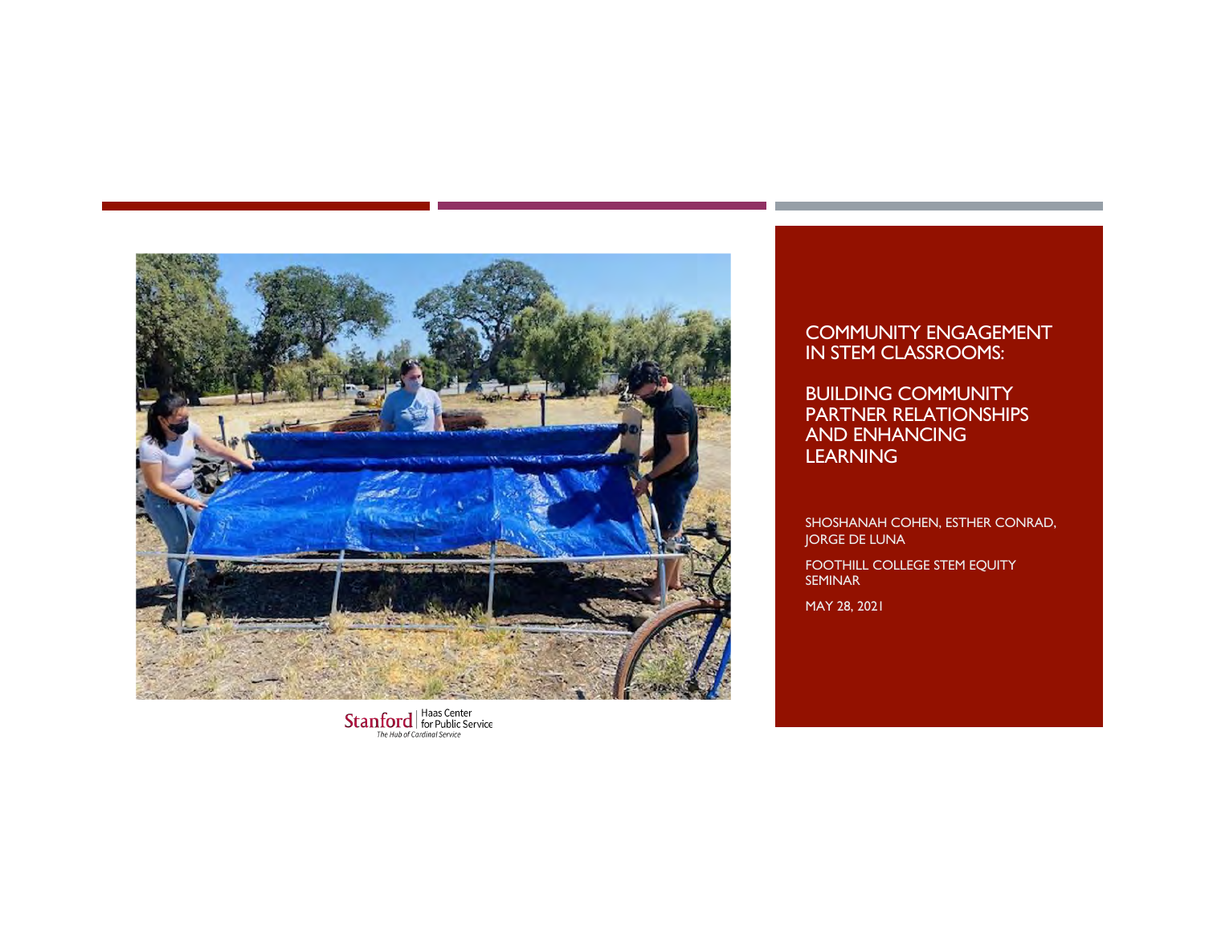# COMMUNITY ENGAGEMENT IN STEM CLASSROOMS:

# BUILDING COMMUNITY PARTNER RELATIONSHIPS AND ENHANCING LEARNING

SHOSHANAH COHEN, ESTHER CONRAD, JORGE DE LUNA

FOOTHILL COLLEGE STEM EQUITY SEMINAR

MAY 28, 2021

Stanford | Haas Center for Public Service

*The Hub of Cardinal Service*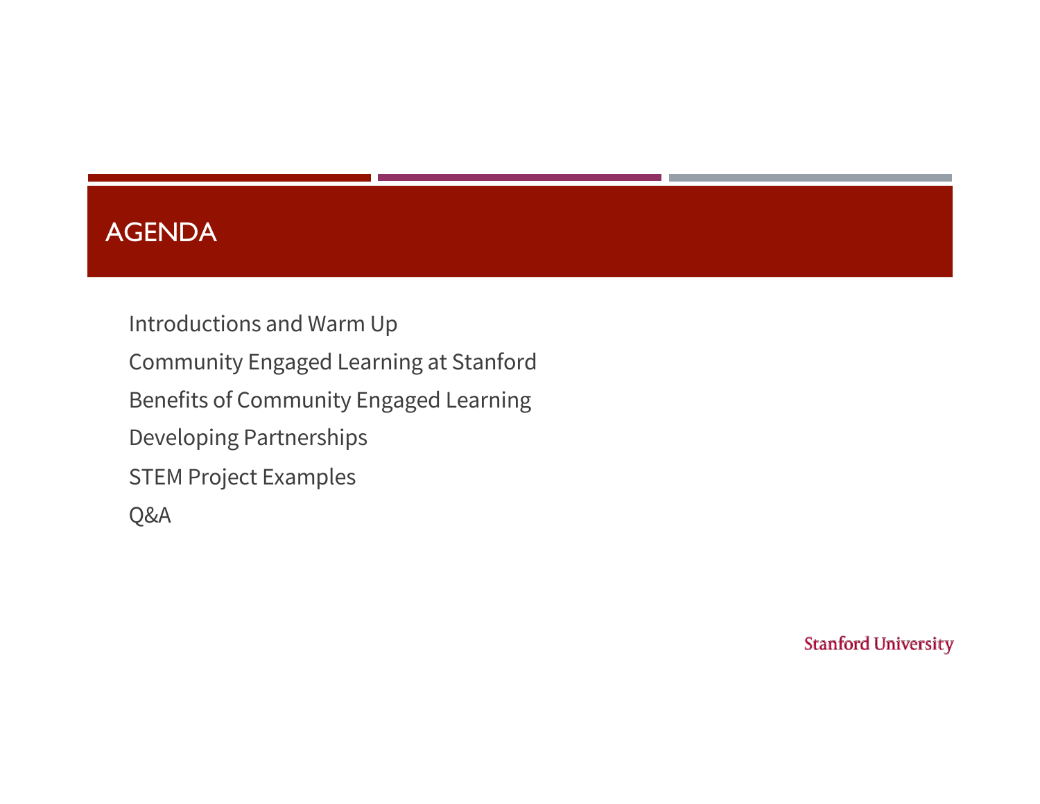# AGENDA

- Introductions and Warm Up
- Community Engaged Learning at Stanford
- Benefits of Community Engaged Learning
- Developing Partnerships
- STEM Project Examples
- Q&A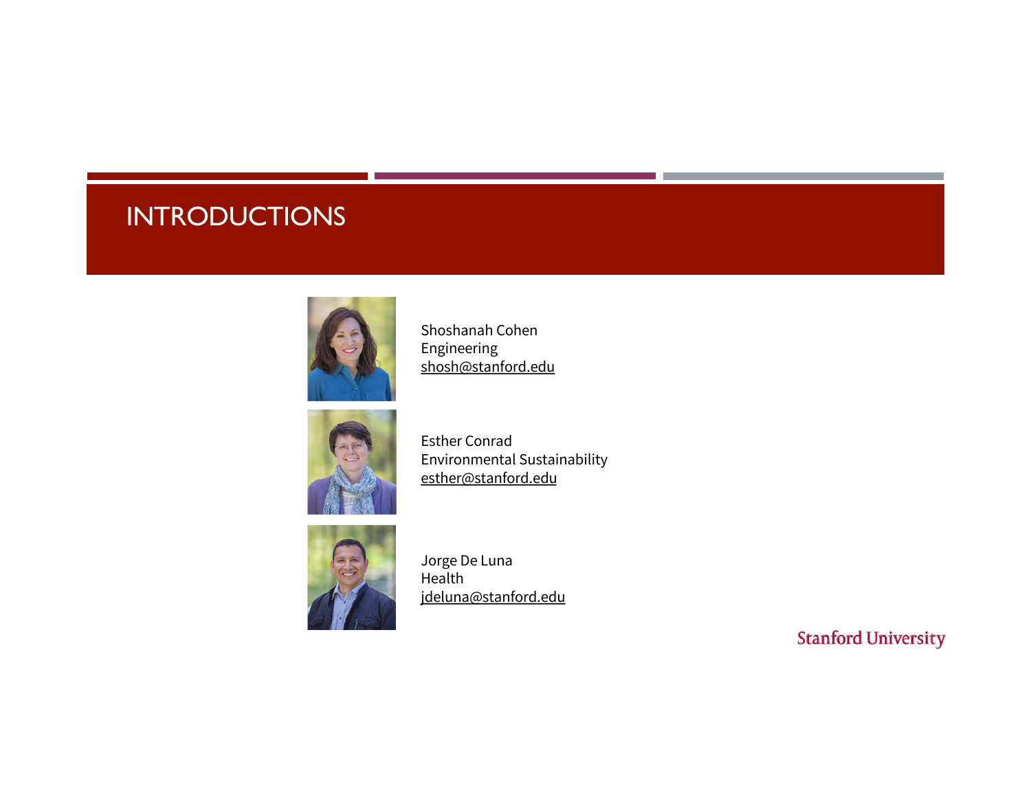# INTRODUCTIONS

Shoshanah Cohen
Engineering
shosh@stanford.edu

Esther Conrad
Environmental Sustainability
esther@stanford.edu

Jorge De Luna
Health
jdeluna@stanford.edu

Stanford University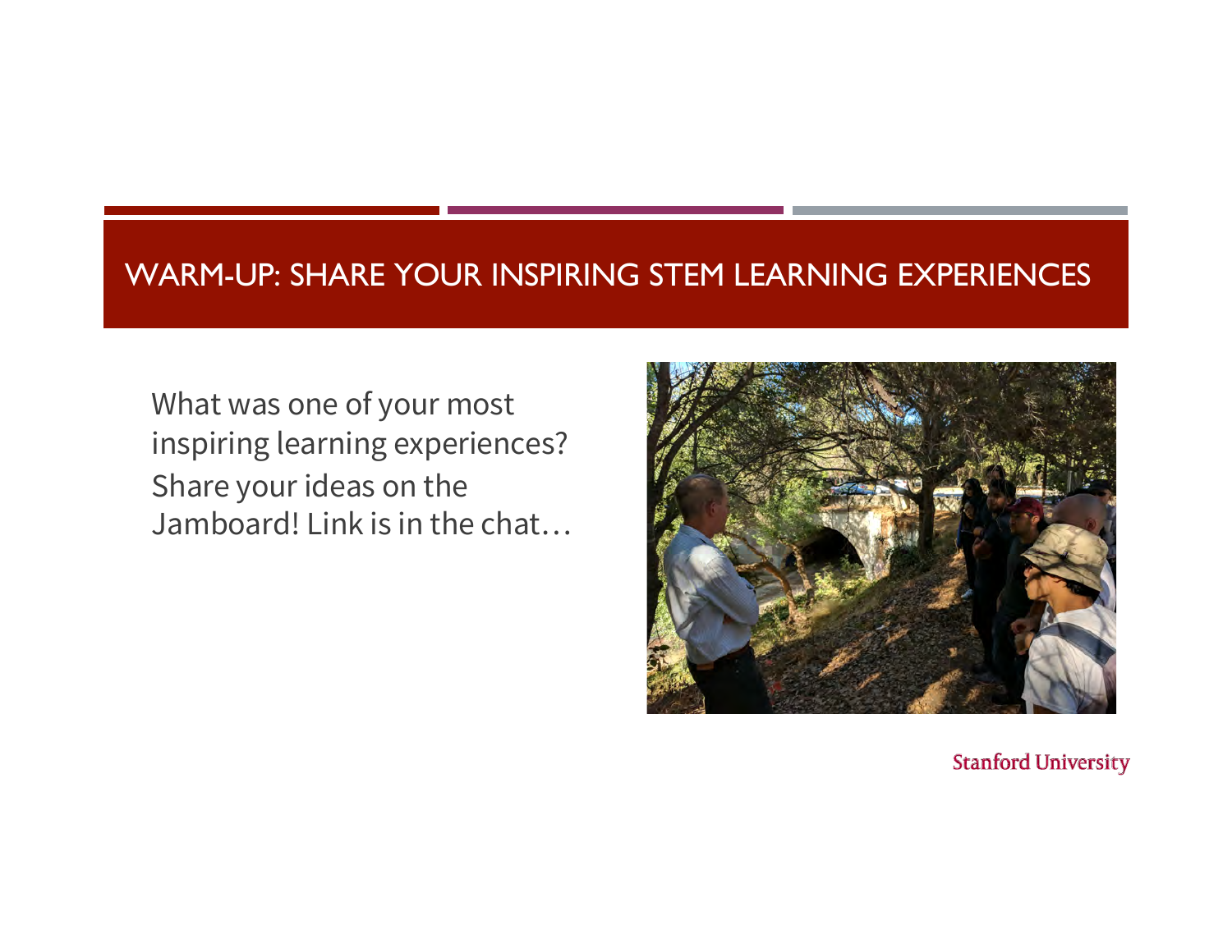# WARM-UP: SHARE YOUR INSPIRING STEM LEARNING EXPERIENCES

What was one of your most inspiring learning experiences?

Share your ideas on the Jamboard! Link is in the chat…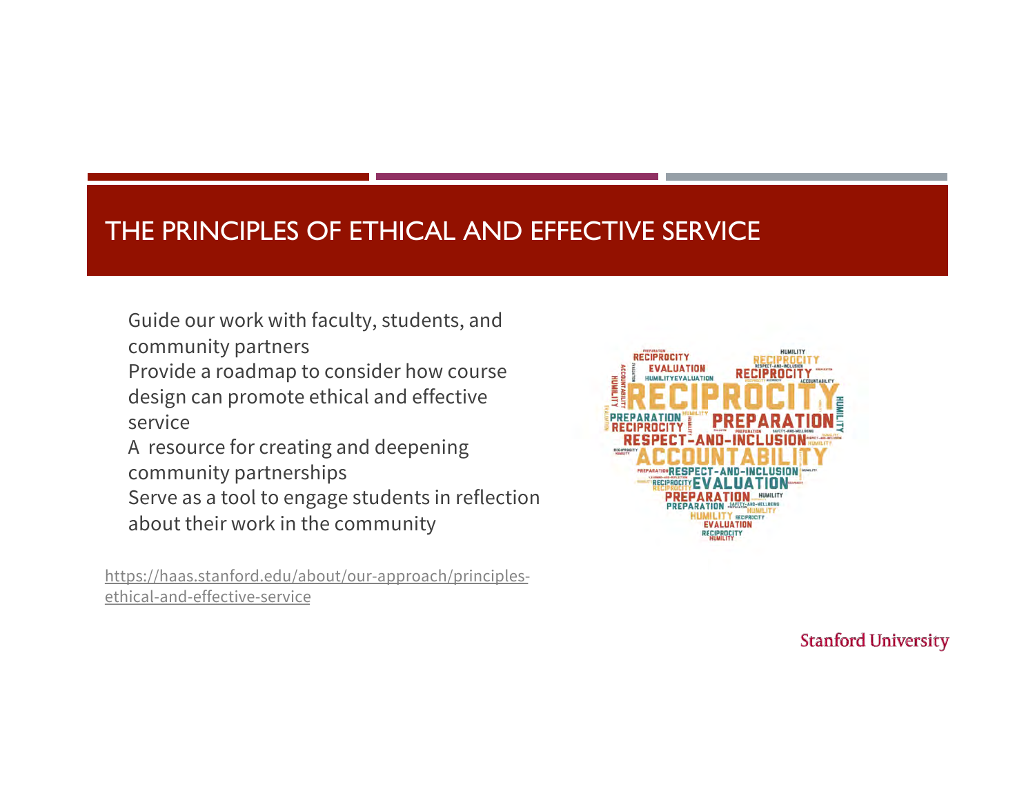# THE PRINCIPLES OF ETHICAL AND EFFECTIVE SERVICE

- Guide our work with faculty, students, and community partners
- Provide a roadmap to consider how course design can promote ethical and effective service
- A resource for creating and deepening community partnerships
- Serve as a tool to engage students in reflection about their work in the community

https://haas.stanford.edu/about/our-approach/principles-ethical-and-effective-service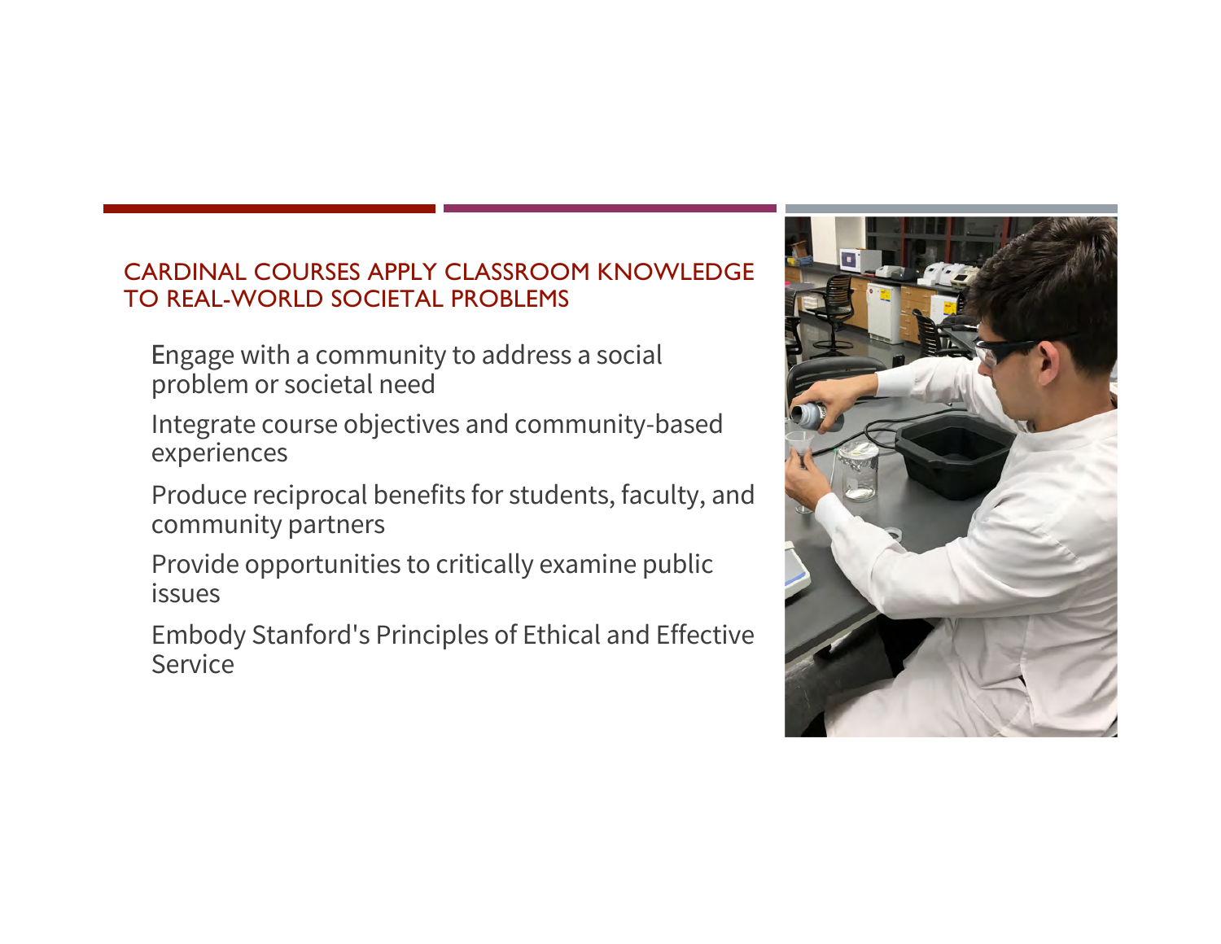## CARDINAL COURSES APPLY CLASSROOM KNOWLEDGE TO REAL-WORLD SOCIETAL PROBLEMS

- Engage with a community to address a social problem or societal need
- Integrate course objectives and community-based experiences
- Produce reciprocal benefits for students, faculty, and community partners
- Provide opportunities to critically examine public issues
- Embody Stanford's Principles of Ethical and Effective Service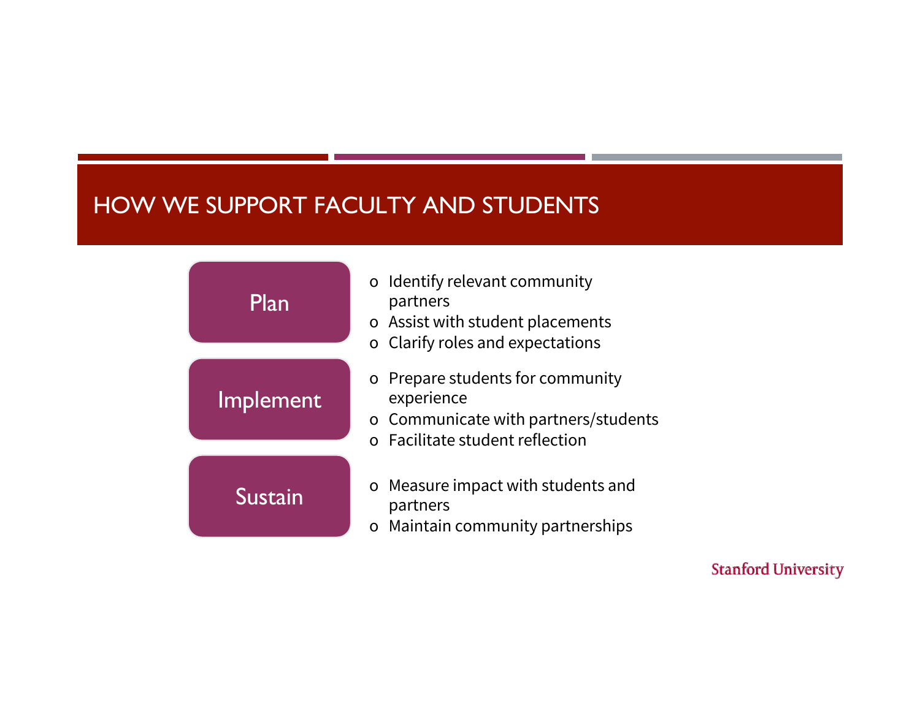# HOW WE SUPPORT FACULTY AND STUDENTS

**Plan**

- Identify relevant community partners
- Assist with student placements
- Clarify roles and expectations

**Implement**

- Prepare students for community experience
- Communicate with partners/students
- Facilitate student reflection

**Sustain**

- Measure impact with students and partners
- Maintain community partnerships

Stanford University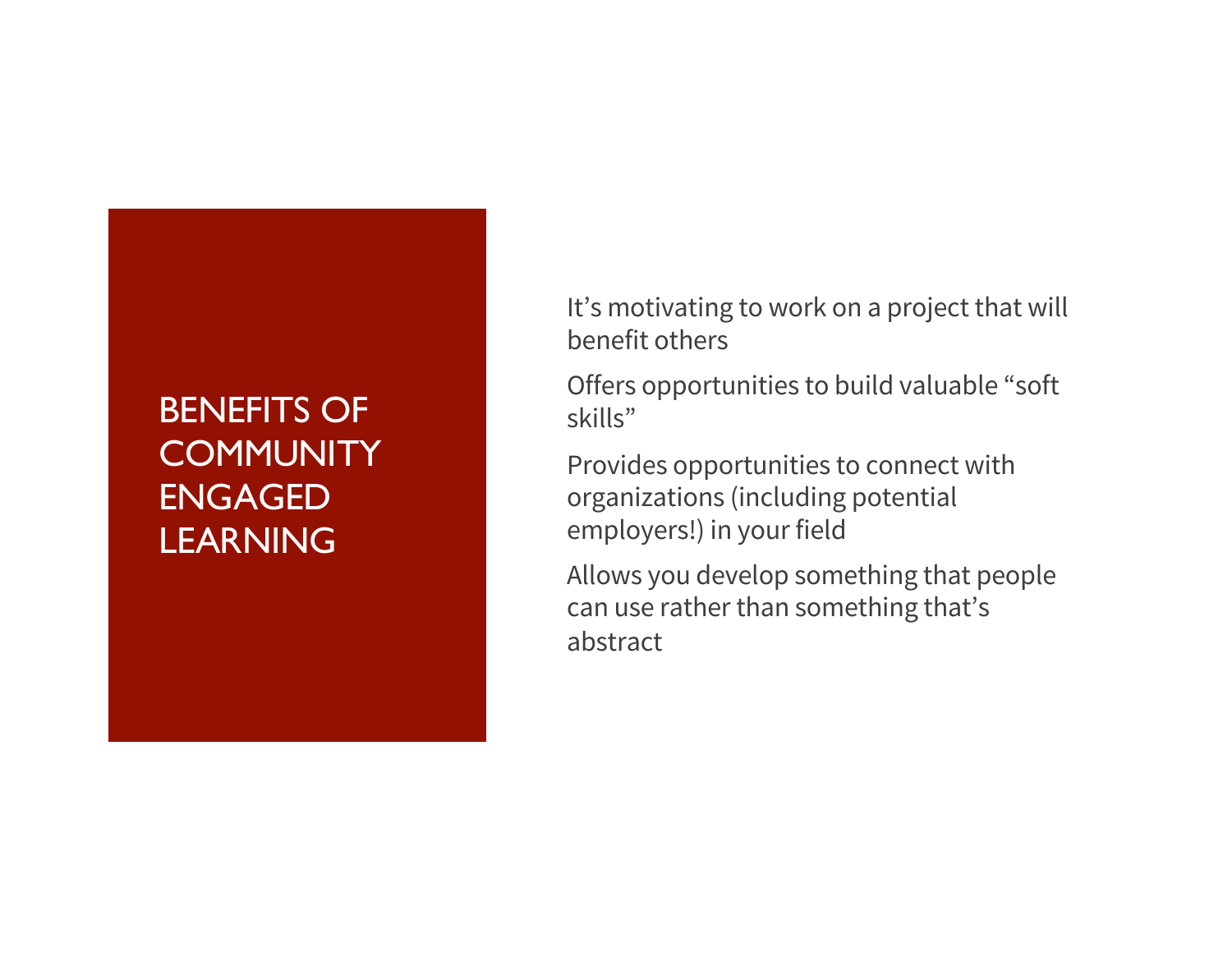# BENEFITS OF COMMUNITY ENGAGED LEARNING

It's motivating to work on a project that will benefit others

Offers opportunities to build valuable "soft skills"

Provides opportunities to connect with organizations (including potential employers!) in your field

Allows you develop something that people can use rather than something that's abstract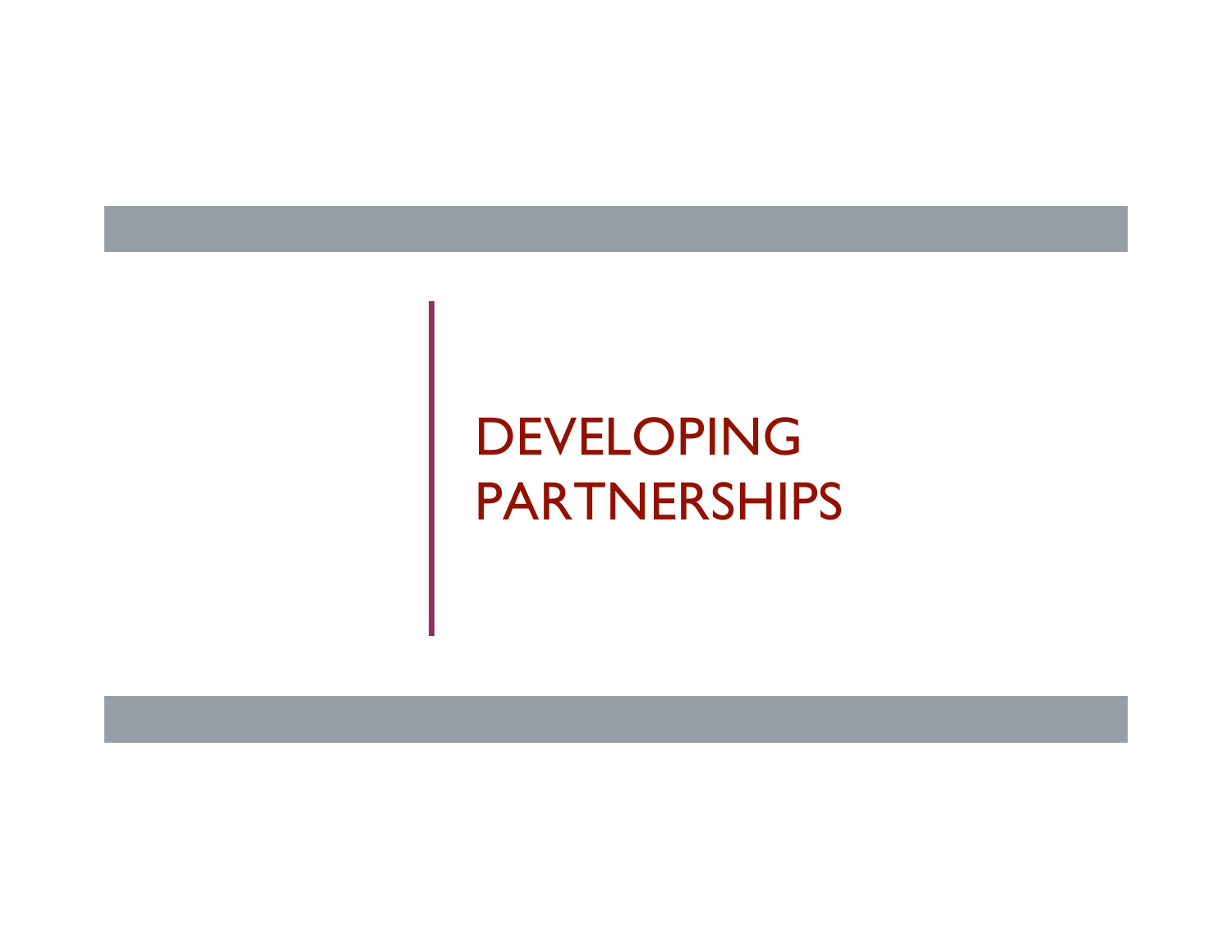# DEVELOPING PARTNERSHIPS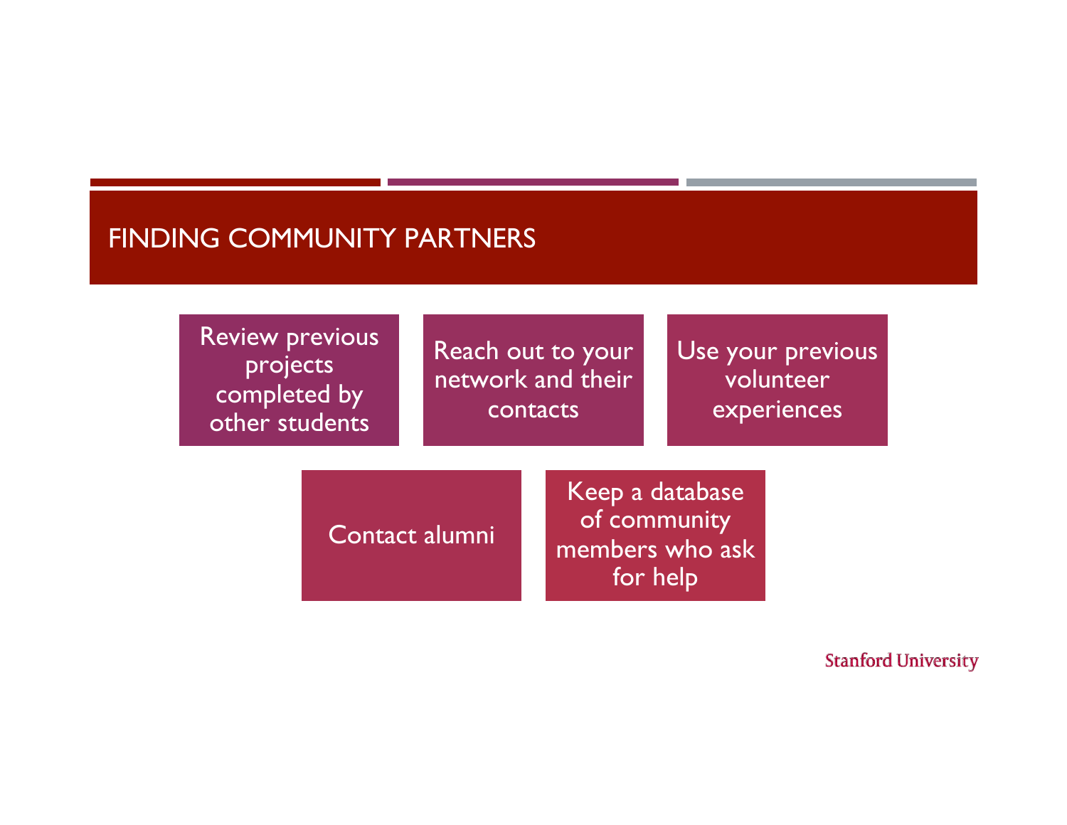# FINDING COMMUNITY PARTNERS

- Review previous projects completed by other students
- Reach out to your network and their contacts
- Use your previous volunteer experiences
- Contact alumni
- Keep a database of community members who ask for help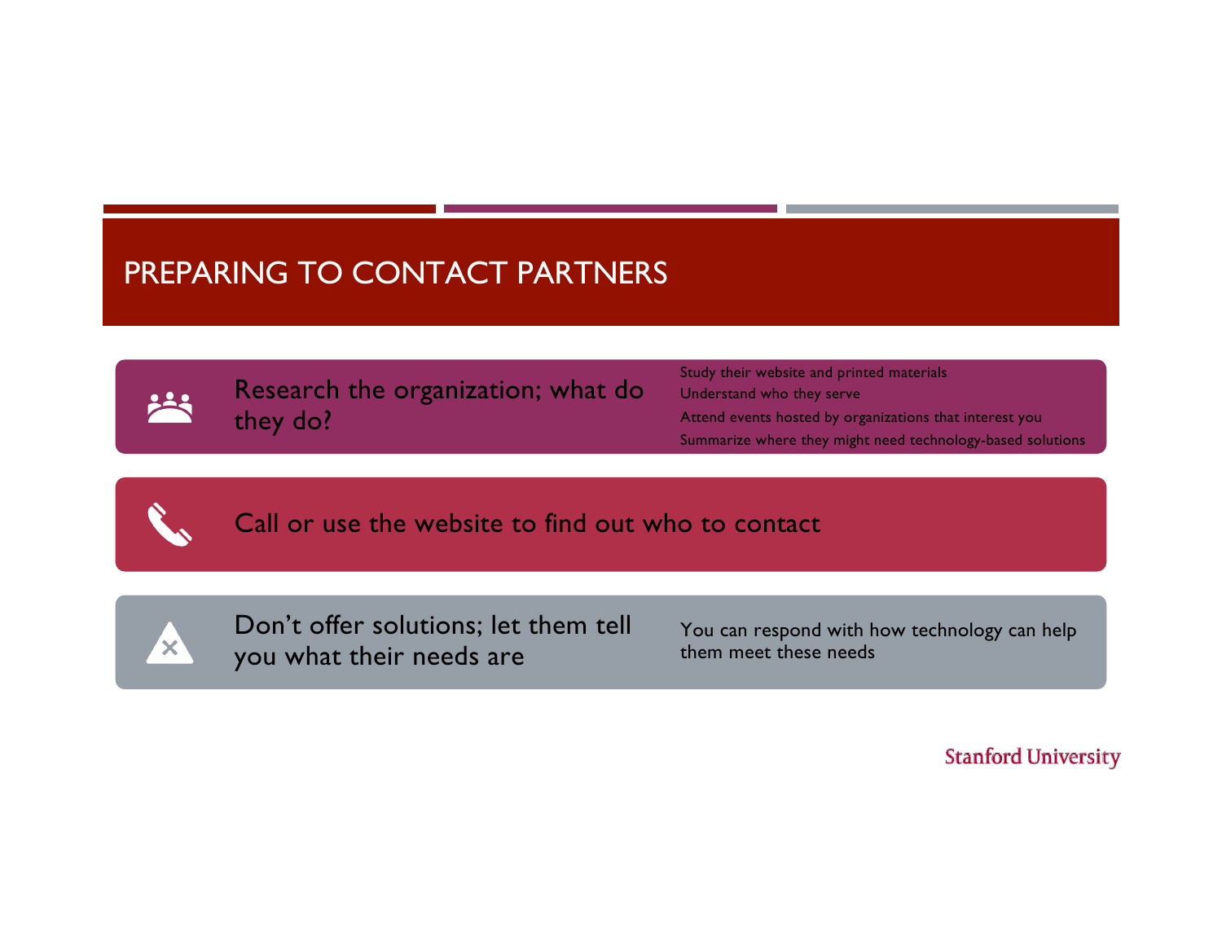# PREPARING TO CONTACT PARTNERS

**Research the organization; what do they do?**

- Study their website and printed materials
- Understand who they serve
- Attend events hosted by organizations that interest you
- Summarize where they might need technology-based solutions

**Call or use the website to find out who to contact**

**Don't offer solutions; let them tell you what their needs are**

- You can respond with how technology can help them meet these needs

Stanford University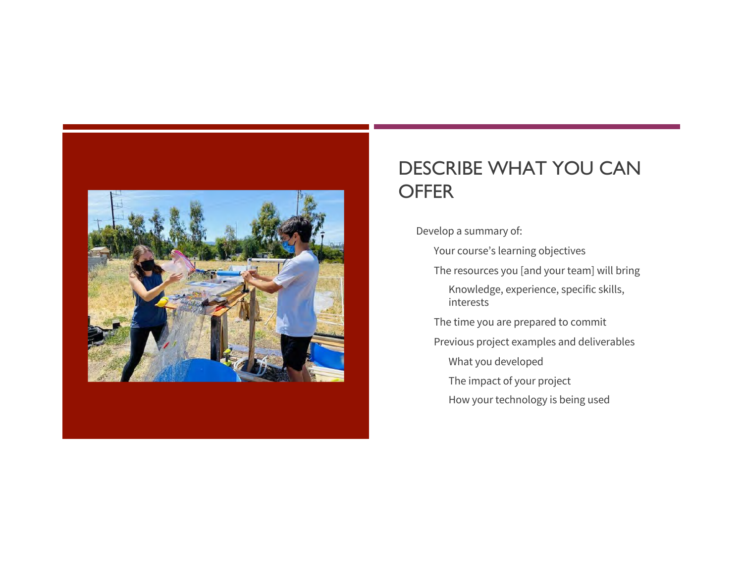# DESCRIBE WHAT YOU CAN OFFER

Develop a summary of:

- Your course's learning objectives
- The resources you [and your team] will bring
  - Knowledge, experience, specific skills, interests
- The time you are prepared to commit
- Previous project examples and deliverables
  - What you developed
  - The impact of your project
  - How your technology is being used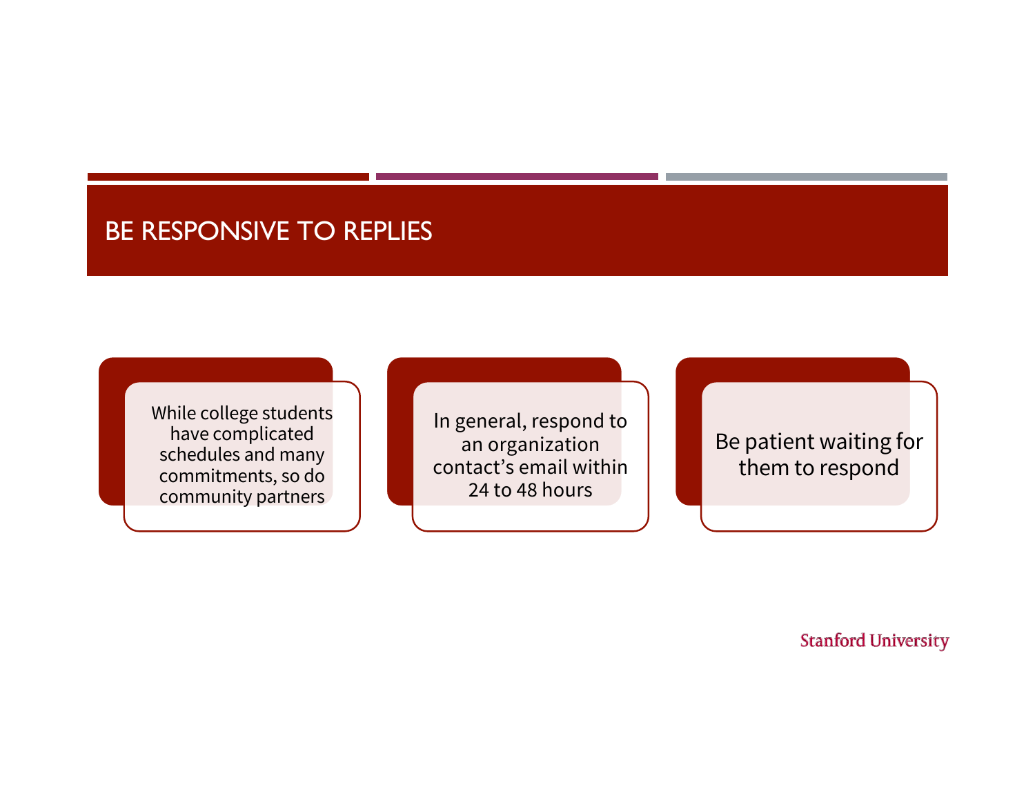# BE RESPONSIVE TO REPLIES

- While college students have complicated schedules and many commitments, so do community partners
- In general, respond to an organization contact's email within 24 to 48 hours
- Be patient waiting for them to respond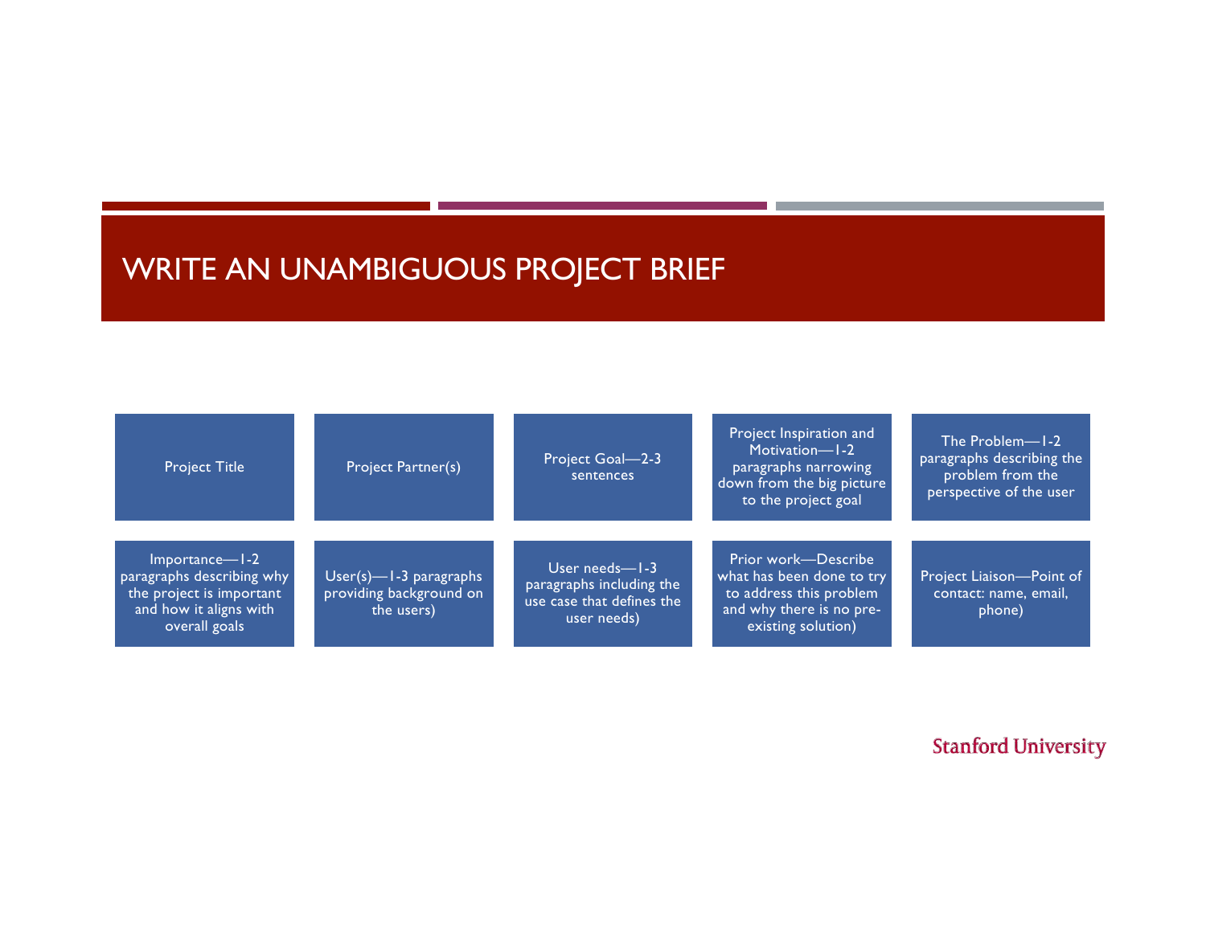# WRITE AN UNAMBIGUOUS PROJECT BRIEF

- Project Title
- Project Partner(s)
- Project Goal—2-3 sentences
- Project Inspiration and Motivation—1-2 paragraphs narrowing down from the big picture to the project goal
- The Problem—1-2 paragraphs describing the problem from the perspective of the user
- Importance—1-2 paragraphs describing why the project is important and how it aligns with overall goals
- User(s)—1-3 paragraphs providing background on the users)
- User needs—1-3 paragraphs including the use case that defines the user needs)
- Prior work—Describe what has been done to try to address this problem and why there is no pre-existing solution)
- Project Liaison—Point of contact: name, email, phone)

Stanford University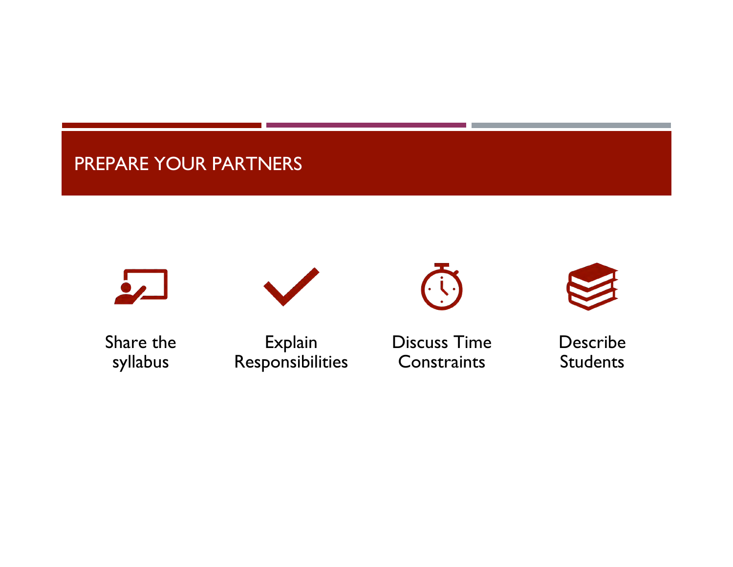# PREPARE YOUR PARTNERS

- Share the syllabus
- Explain Responsibilities
- Discuss Time Constraints
- Describe Students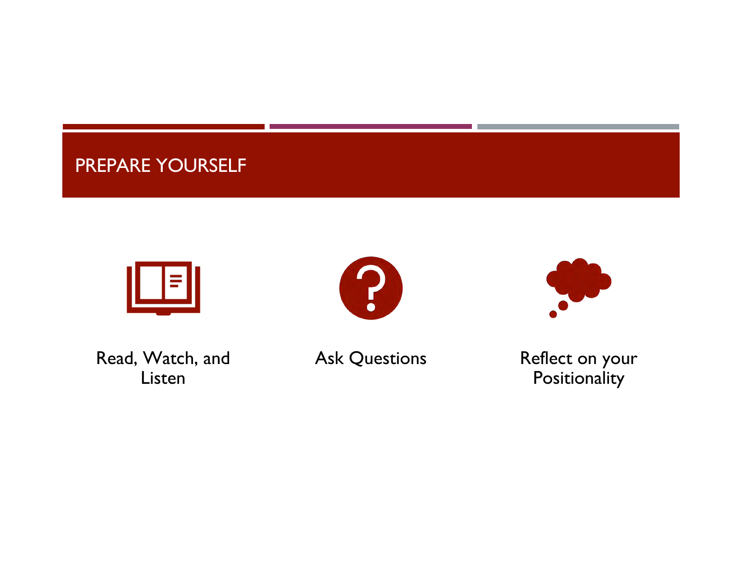# PREPARE YOURSELF

- Read, Watch, and Listen
- Ask Questions
- Reflect on your Positionality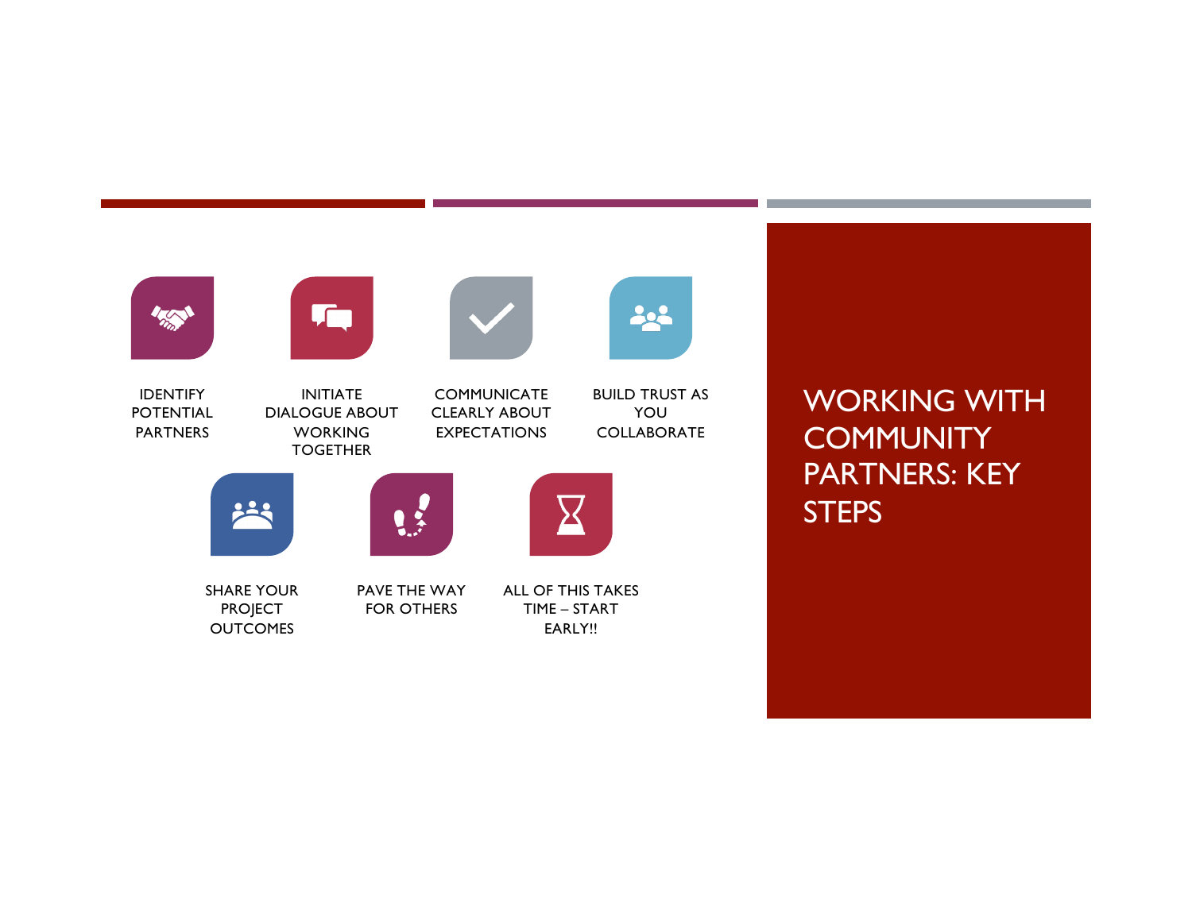# WORKING WITH COMMUNITY PARTNERS: KEY STEPS

- IDENTIFY POTENTIAL PARTNERS
- INITIATE DIALOGUE ABOUT WORKING TOGETHER
- COMMUNICATE CLEARLY ABOUT EXPECTATIONS
- BUILD TRUST AS YOU COLLABORATE
- SHARE YOUR PROJECT OUTCOMES
- PAVE THE WAY FOR OTHERS
- ALL OF THIS TAKES TIME – START EARLY!!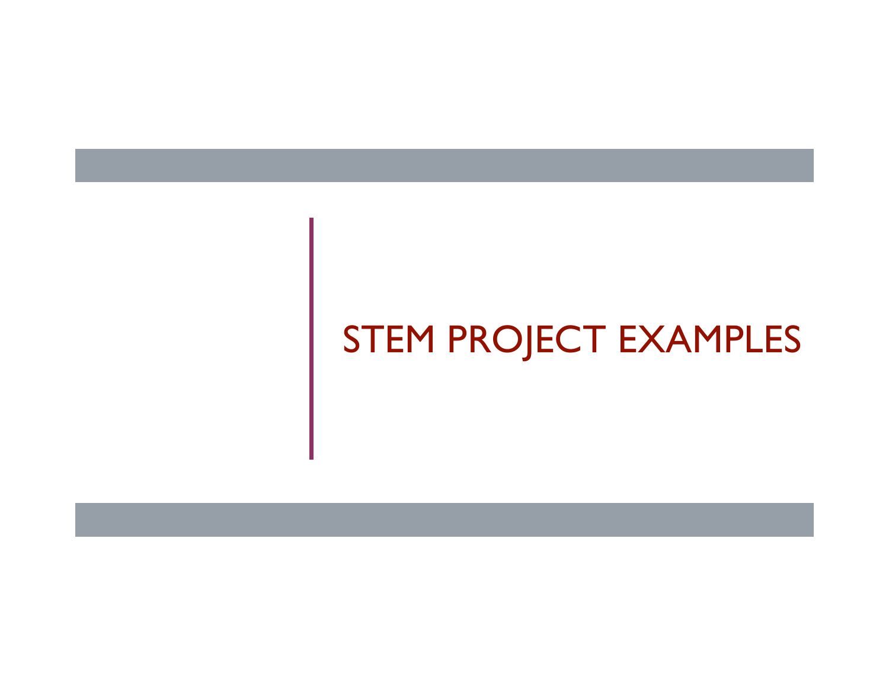# STEM PROJECT EXAMPLES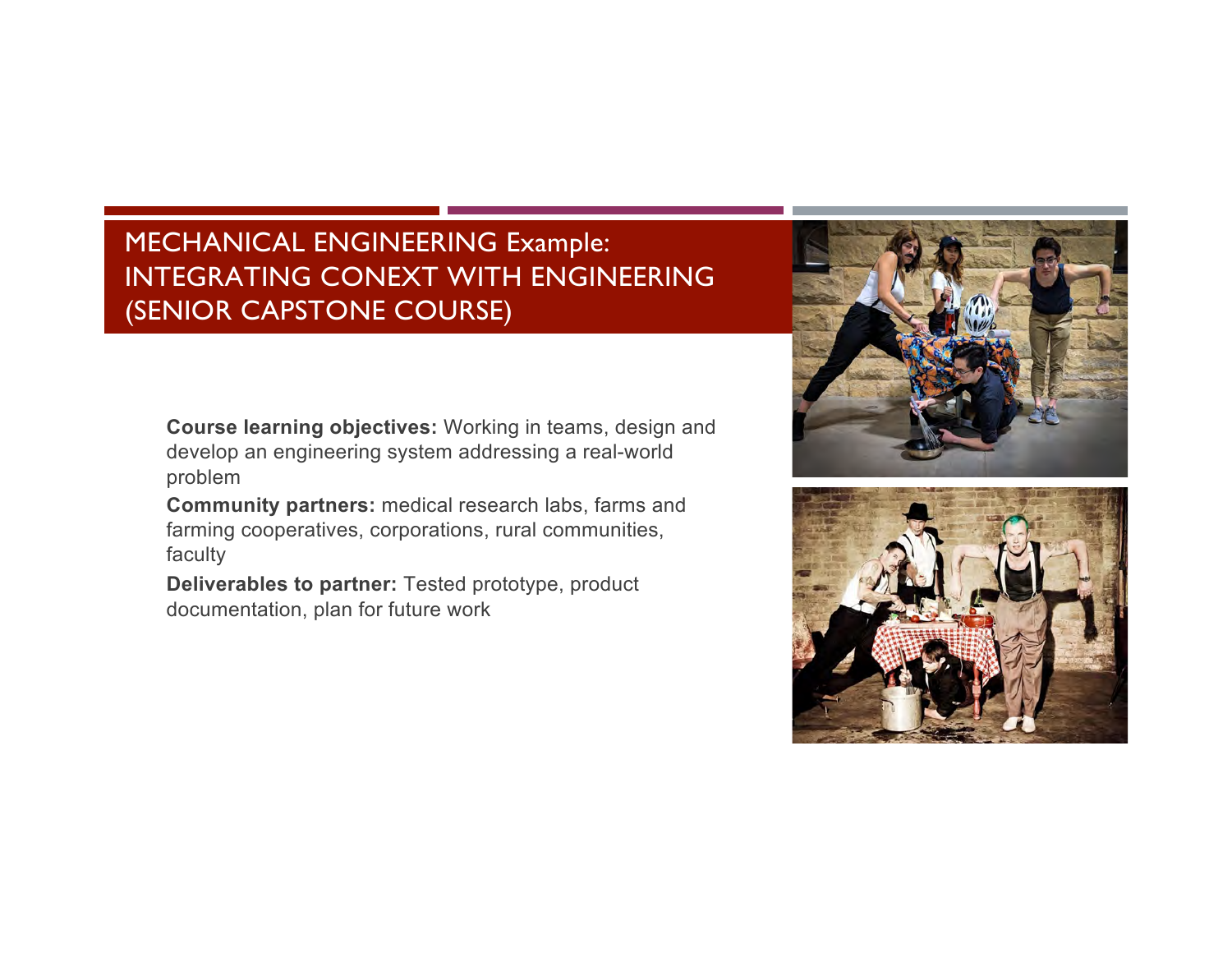# MECHANICAL ENGINEERING Example: INTEGRATING CONEXT WITH ENGINEERING (SENIOR CAPSTONE COURSE)

**Course learning objectives:** Working in teams, design and develop an engineering system addressing a real-world problem

**Community partners:** medical research labs, farms and farming cooperatives, corporations, rural communities, faculty

**Deliverables to partner:** Tested prototype, product documentation, plan for future work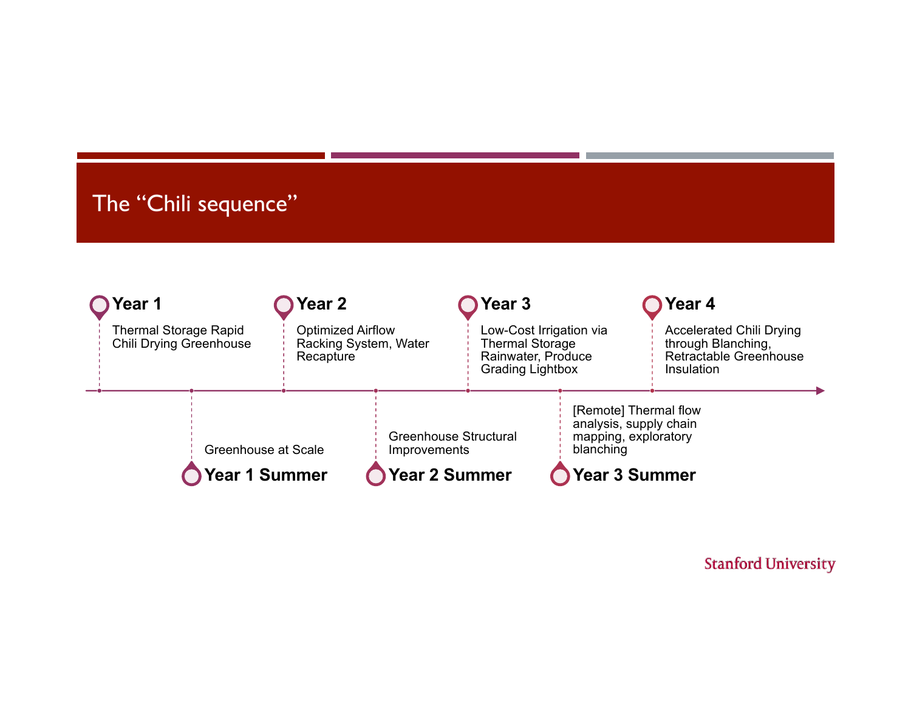# The "Chili sequence"

**Year 1**

Thermal Storage Rapid Chili Drying Greenhouse

**Year 1 Summer**

Greenhouse at Scale

**Year 2**

Optimized Airflow Racking System, Water Recapture

**Year 2 Summer**

Greenhouse Structural Improvements

**Year 3**

Low-Cost Irrigation via Thermal Storage Rainwater, Produce Grading Lightbox

**Year 3 Summer**

[Remote] Thermal flow analysis, supply chain mapping, exploratory blanching

**Year 4**

Accelerated Chili Drying through Blanching, Retractable Greenhouse Insulation

Stanford University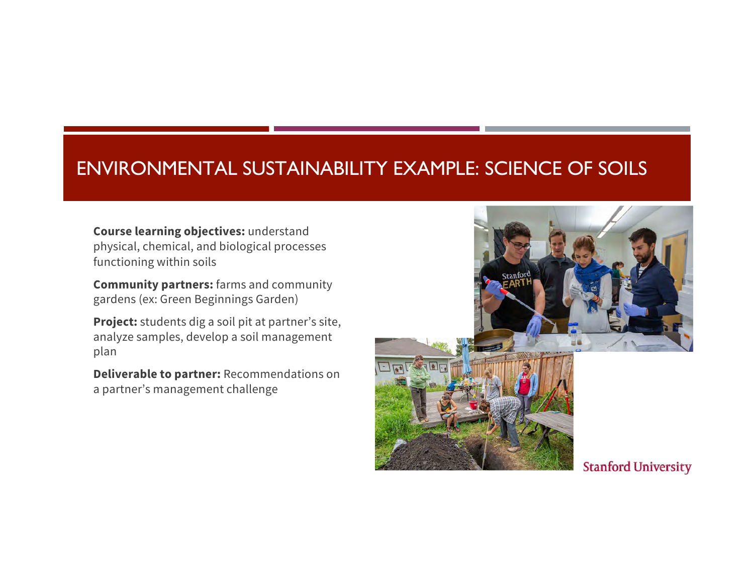# ENVIRONMENTAL SUSTAINABILITY EXAMPLE: SCIENCE OF SOILS

**Course learning objectives:** understand physical, chemical, and biological processes functioning within soils

**Community partners:** farms and community gardens (ex: Green Beginnings Garden)

**Project:** students dig a soil pit at partner's site, analyze samples, develop a soil management plan

**Deliverable to partner:** Recommendations on a partner's management challenge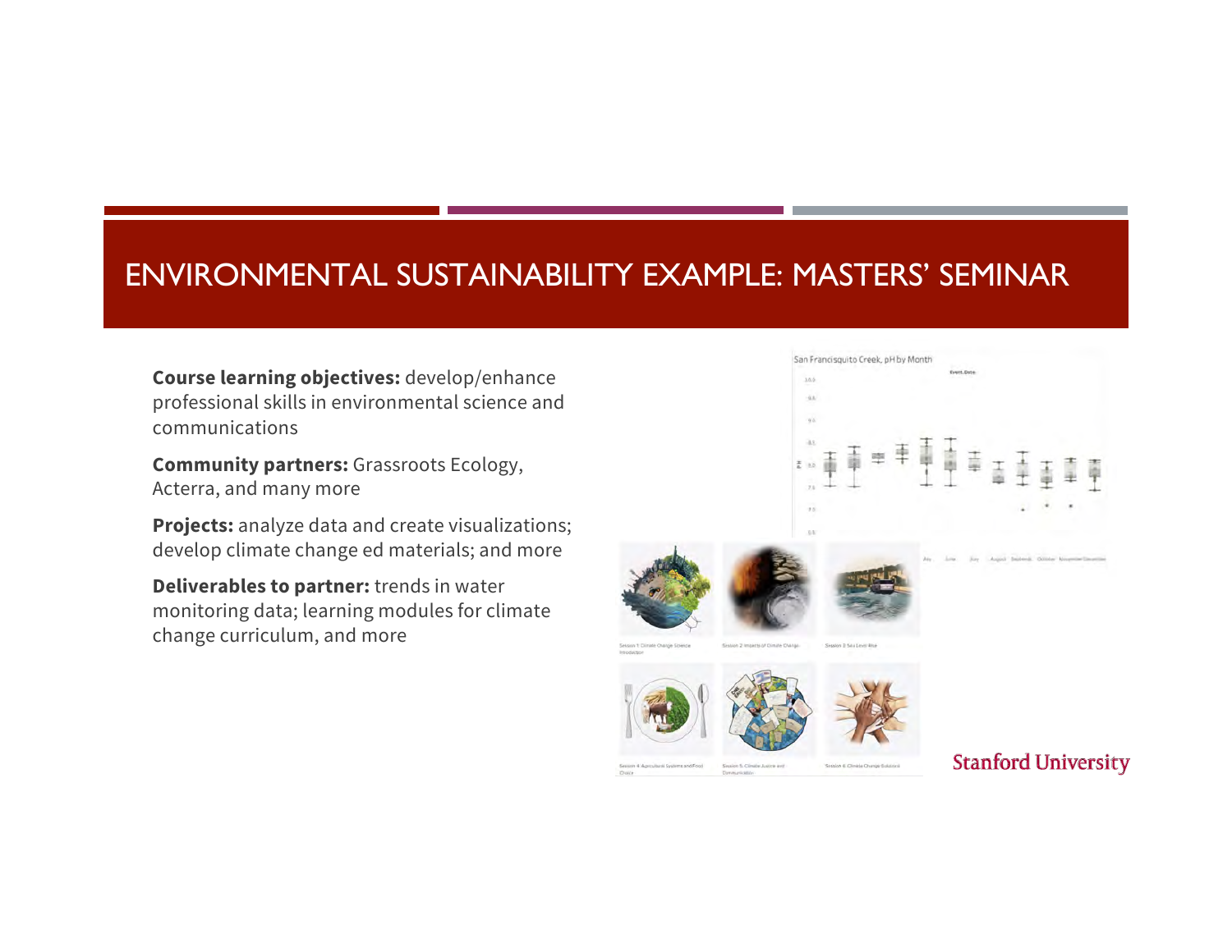# ENVIRONMENTAL SUSTAINABILITY EXAMPLE: MASTERS' SEMINAR

**Course learning objectives:** develop/enhance professional skills in environmental science and communications

**Community partners:** Grassroots Ecology, Acterra, and many more

**Projects:** analyze data and create visualizations; develop climate change ed materials; and more

**Deliverables to partner:** trends in water monitoring data; learning modules for climate change curriculum, and more

Stanford University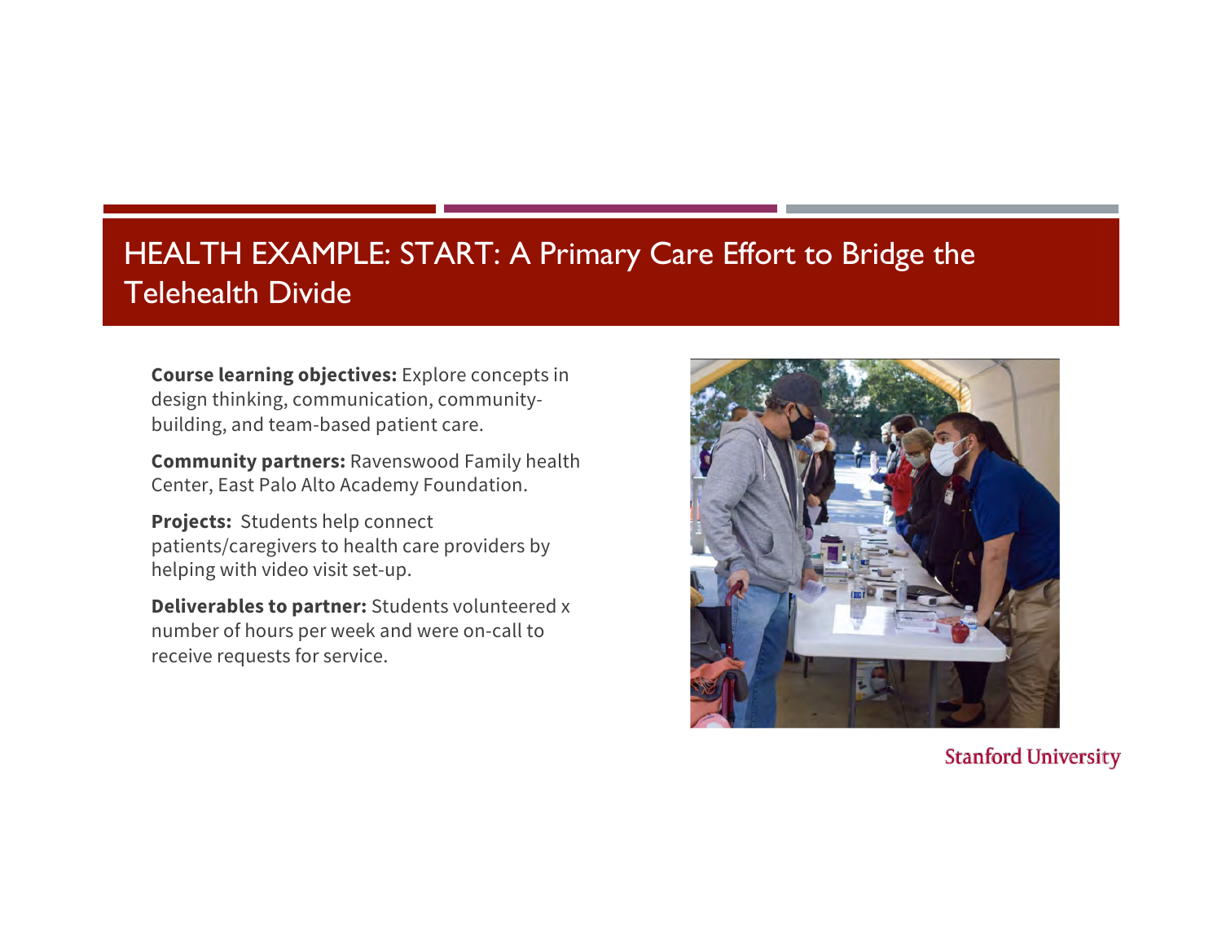# HEALTH EXAMPLE: START: A Primary Care Effort to Bridge the Telehealth Divide

**Course learning objectives:** Explore concepts in design thinking, communication, community-building, and team-based patient care.

**Community partners:** Ravenswood Family health Center, East Palo Alto Academy Foundation.

**Projects:** Students help connect patients/caregivers to health care providers by helping with video visit set-up.

**Deliverables to partner:** Students volunteered x number of hours per week and were on-call to receive requests for service.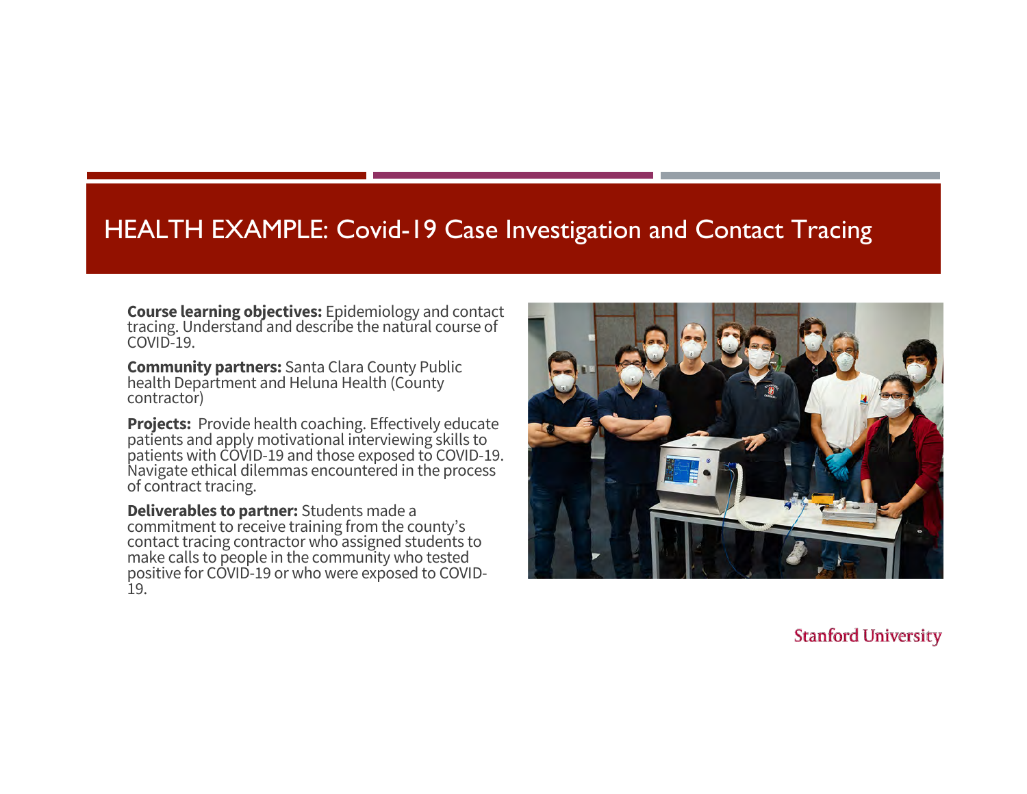# HEALTH EXAMPLE: Covid-19 Case Investigation and Contact Tracing

**Course learning objectives:** Epidemiology and contact tracing. Understand and describe the natural course of COVID-19.

**Community partners:** Santa Clara County Public health Department and Heluna Health (County contractor)

**Projects:** Provide health coaching. Effectively educate patients and apply motivational interviewing skills to patients with COVID-19 and those exposed to COVID-19. Navigate ethical dilemmas encountered in the process of contract tracing.

**Deliverables to partner:** Students made a commitment to receive training from the county's contact tracing contractor who assigned students to make calls to people in the community who tested positive for COVID-19 or who were exposed to COVID-19.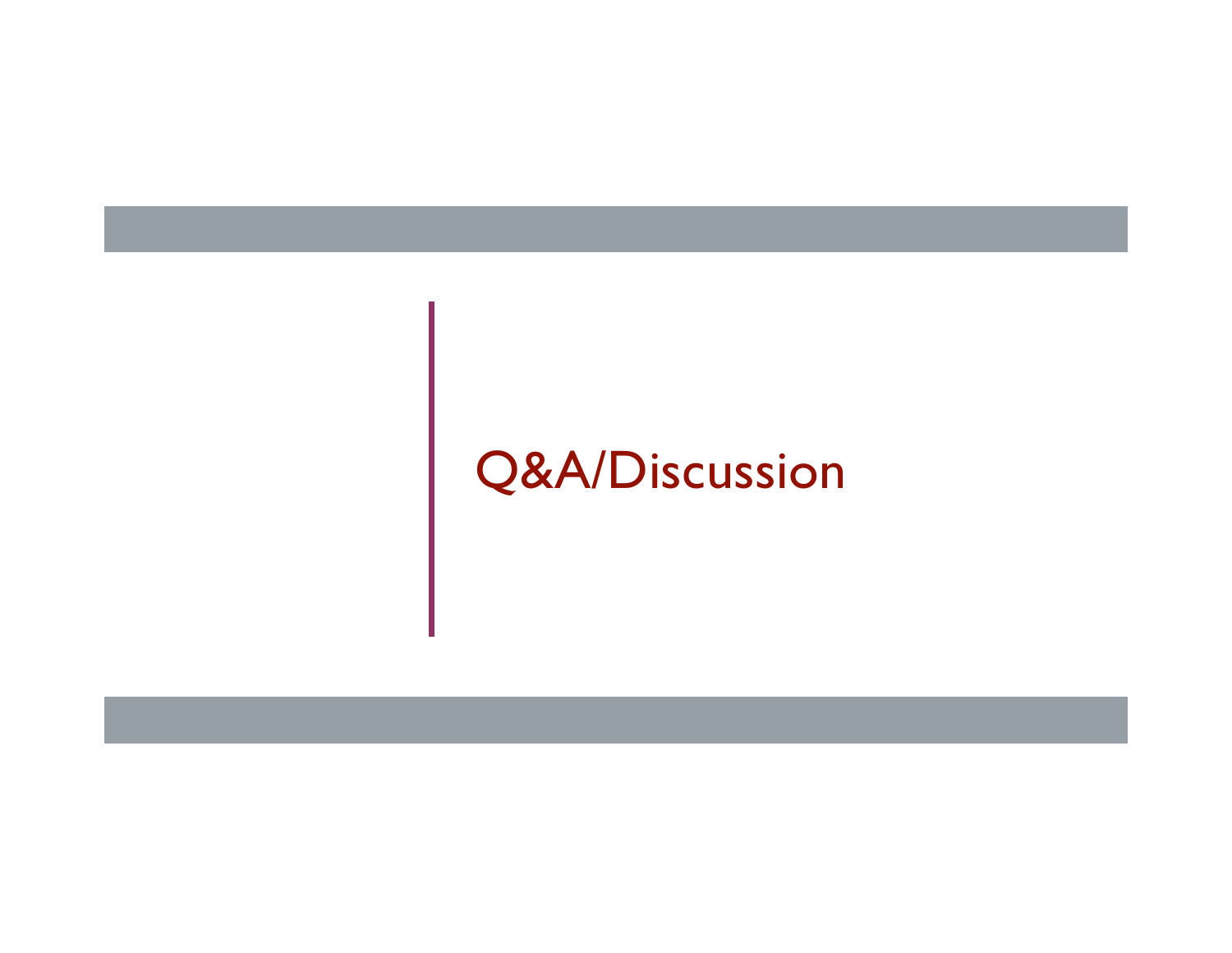# Q&A/Discussion